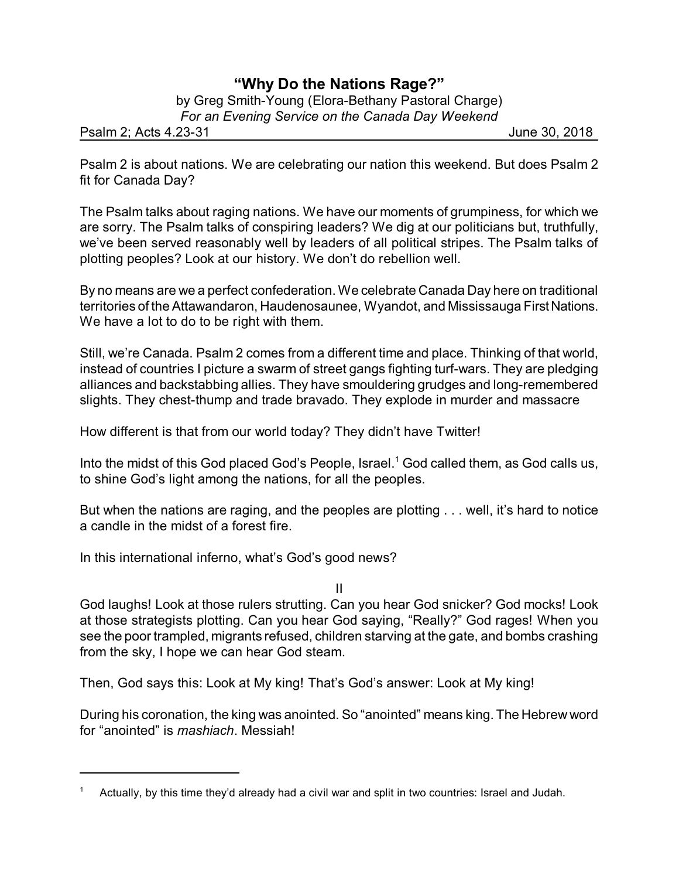# "Why Do the Nations Rage?"

by Greg Smith-Young (Elora-Bethany Pastoral Charge)
*For an Evening Service on the Canada Day Weekend*

Psalm 2; Acts 4.23-31 — June 30, 2018

Psalm 2 is about nations. We are celebrating our nation this weekend. But does Psalm 2 fit for Canada Day?

The Psalm talks about raging nations. We have our moments of grumpiness, for which we are sorry. The Psalm talks of conspiring leaders? We dig at our politicians but, truthfully, we've been served reasonably well by leaders of all political stripes. The Psalm talks of plotting peoples? Look at our history. We don't do rebellion well.

By no means are we a perfect confederation. We celebrate Canada Day here on traditional territories of the Attawandaron, Haudenosaunee, Wyandot, and Mississauga First Nations. We have a lot to do to be right with them.

Still, we're Canada. Psalm 2 comes from a different time and place. Thinking of that world, instead of countries I picture a swarm of street gangs fighting turf-wars. They are pledging alliances and backstabbing allies. They have smouldering grudges and long-remembered slights. They chest-thump and trade bravado. They explode in murder and massacre

How different is that from our world today? They didn't have Twitter!

Into the midst of this God placed God's People, Israel.[1] God called them, as God calls us, to shine God's light among the nations, for all the peoples.

But when the nations are raging, and the peoples are plotting . . . well, it's hard to notice a candle in the midst of a forest fire.

In this international inferno, what's God's good news?

II

God laughs! Look at those rulers strutting. Can you hear God snicker? God mocks! Look at those strategists plotting. Can you hear God saying, "Really?" God rages! When you see the poor trampled, migrants refused, children starving at the gate, and bombs crashing from the sky, I hope we can hear God steam.

Then, God says this: Look at My king! That's God's answer: Look at My king!

During his coronation, the king was anointed. So "anointed" means king. The Hebrew word for "anointed" is *mashiach*. Messiah!

---

[1] Actually, by this time they'd already had a civil war and split in two countries: Israel and Judah.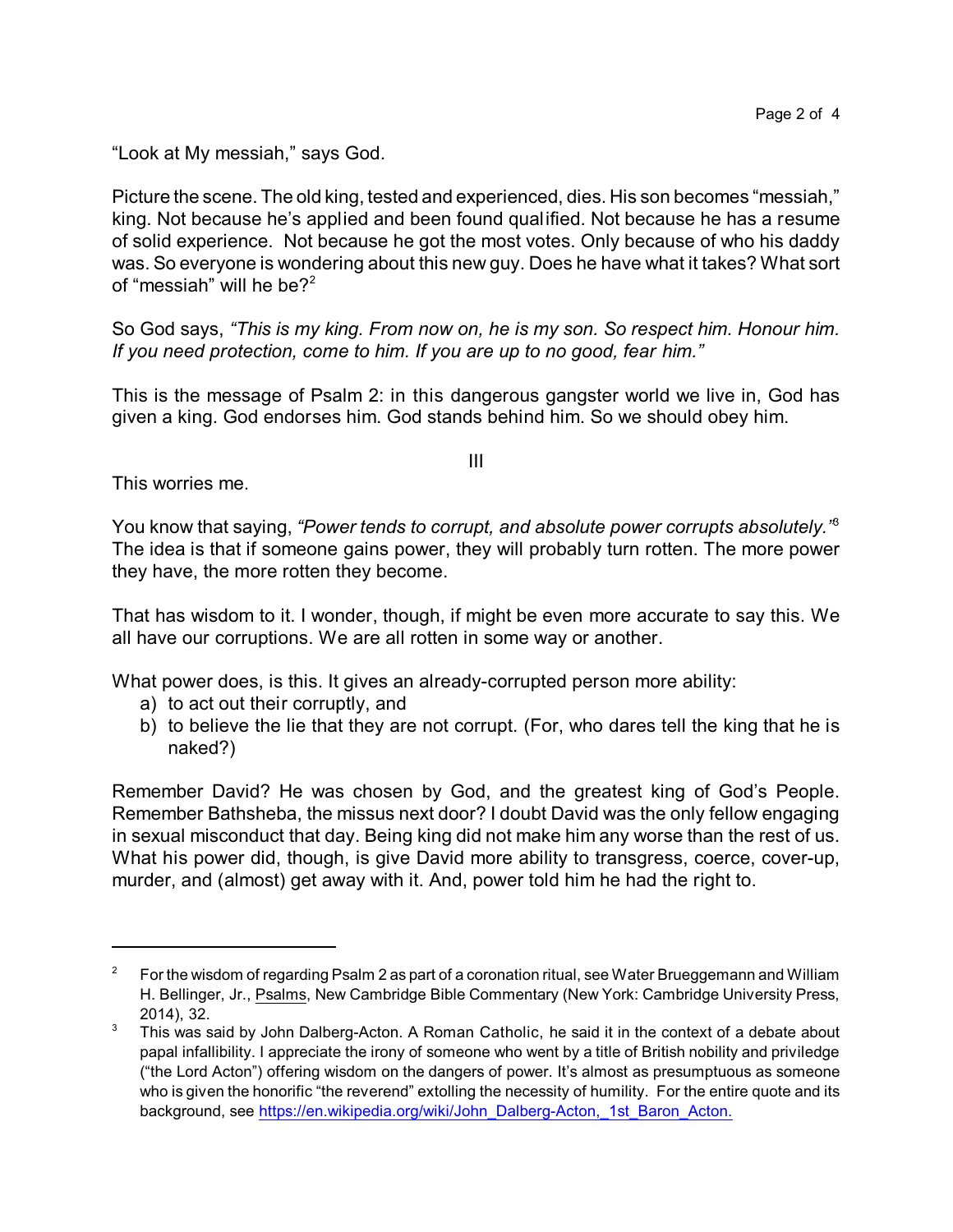"Look at My messiah," says God.

Picture the scene. The old king, tested and experienced, dies. His son becomes "messiah," king. Not because he's applied and been found qualified. Not because he has a resume of solid experience. Not because he got the most votes. Only because of who his daddy was. So everyone is wondering about this new guy. Does he have what it takes? What sort of "messiah" will he be?[2]

So God says, *"This is my king. From now on, he is my son. So respect him. Honour him. If you need protection, come to him. If you are up to no good, fear him."*

This is the message of Psalm 2: in this dangerous gangster world we live in, God has given a king. God endorses him. God stands behind him. So we should obey him.

III

This worries me.

You know that saying, *"Power tends to corrupt, and absolute power corrupts absolutely."*[3] The idea is that if someone gains power, they will probably turn rotten. The more power they have, the more rotten they become.

That has wisdom to it. I wonder, though, if might be even more accurate to say this. We all have our corruptions. We are all rotten in some way or another.

What power does, is this. It gives an already-corrupted person more ability:

a) to act out their corruptly, and
b) to believe the lie that they are not corrupt. (For, who dares tell the king that he is naked?)

Remember David? He was chosen by God, and the greatest king of God's People. Remember Bathsheba, the missus next door? I doubt David was the only fellow engaging in sexual misconduct that day. Being king did not make him any worse than the rest of us. What his power did, though, is give David more ability to transgress, coerce, cover-up, murder, and (almost) get away with it. And, power told him he had the right to.

---

[2] For the wisdom of regarding Psalm 2 as part of a coronation ritual, see Water Brueggemann and William H. Bellinger, Jr., Psalms, New Cambridge Bible Commentary (New York: Cambridge University Press, 2014), 32.

[3] This was said by John Dalberg-Acton. A Roman Catholic, he said it in the context of a debate about papal infallibility. I appreciate the irony of someone who went by a title of British nobility and priviledge ("the Lord Acton") offering wisdom on the dangers of power. It's almost as presumptuous as someone who is given the honorific "the reverend" extolling the necessity of humility. For the entire quote and its background, see [https://en.wikipedia.org/wiki/John_Dalberg-Acton,_1st_Baron_Acton.](https://en.wikipedia.org/wiki/John_Dalberg-Acton,_1st_Baron_Acton)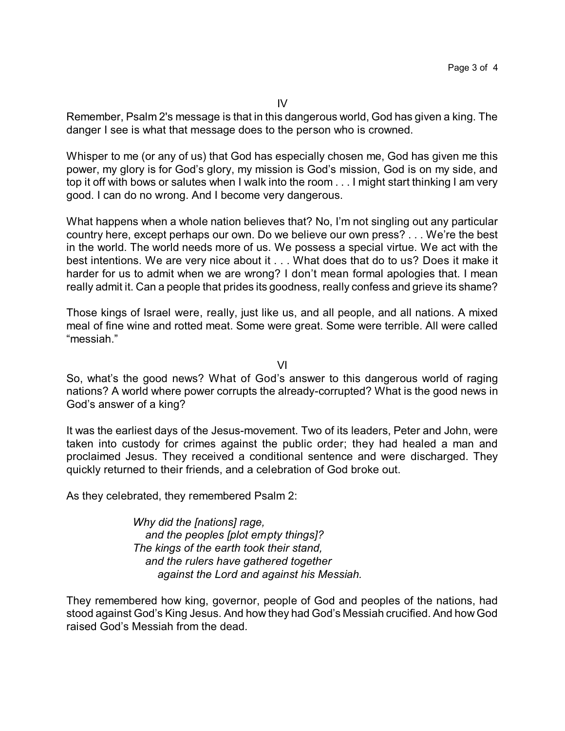## IV

Remember, Psalm 2's message is that in this dangerous world, God has given a king. The danger I see is what that message does to the person who is crowned.

Whisper to me (or any of us) that God has especially chosen me, God has given me this power, my glory is for God's glory, my mission is God's mission, God is on my side, and top it off with bows or salutes when I walk into the room . . . I might start thinking I am very good. I can do no wrong. And I become very dangerous.

What happens when a whole nation believes that? No, I'm not singling out any particular country here, except perhaps our own. Do we believe our own press? . . . We're the best in the world. The world needs more of us. We possess a special virtue. We act with the best intentions. We are very nice about it . . . What does that do to us? Does it make it harder for us to admit when we are wrong? I don't mean formal apologies that. I mean really admit it. Can a people that prides its goodness, really confess and grieve its shame?

Those kings of Israel were, really, just like us, and all people, and all nations. A mixed meal of fine wine and rotted meat. Some were great. Some were terrible. All were called "messiah."

## VI

So, what's the good news? What of God's answer to this dangerous world of raging nations? A world where power corrupts the already-corrupted? What is the good news in God's answer of a king?

It was the earliest days of the Jesus-movement. Two of its leaders, Peter and John, were taken into custody for crimes against the public order; they had healed a man and proclaimed Jesus. They received a conditional sentence and were discharged. They quickly returned to their friends, and a celebration of God broke out.

As they celebrated, they remembered Psalm 2:

> *Why did the [nations] rage,*
> *and the peoples [plot empty things]?*
> *The kings of the earth took their stand,*
> *and the rulers have gathered together*
> *against the Lord and against his Messiah.*

They remembered how king, governor, people of God and peoples of the nations, had stood against God's King Jesus. And how they had God's Messiah crucified. And how God raised God's Messiah from the dead.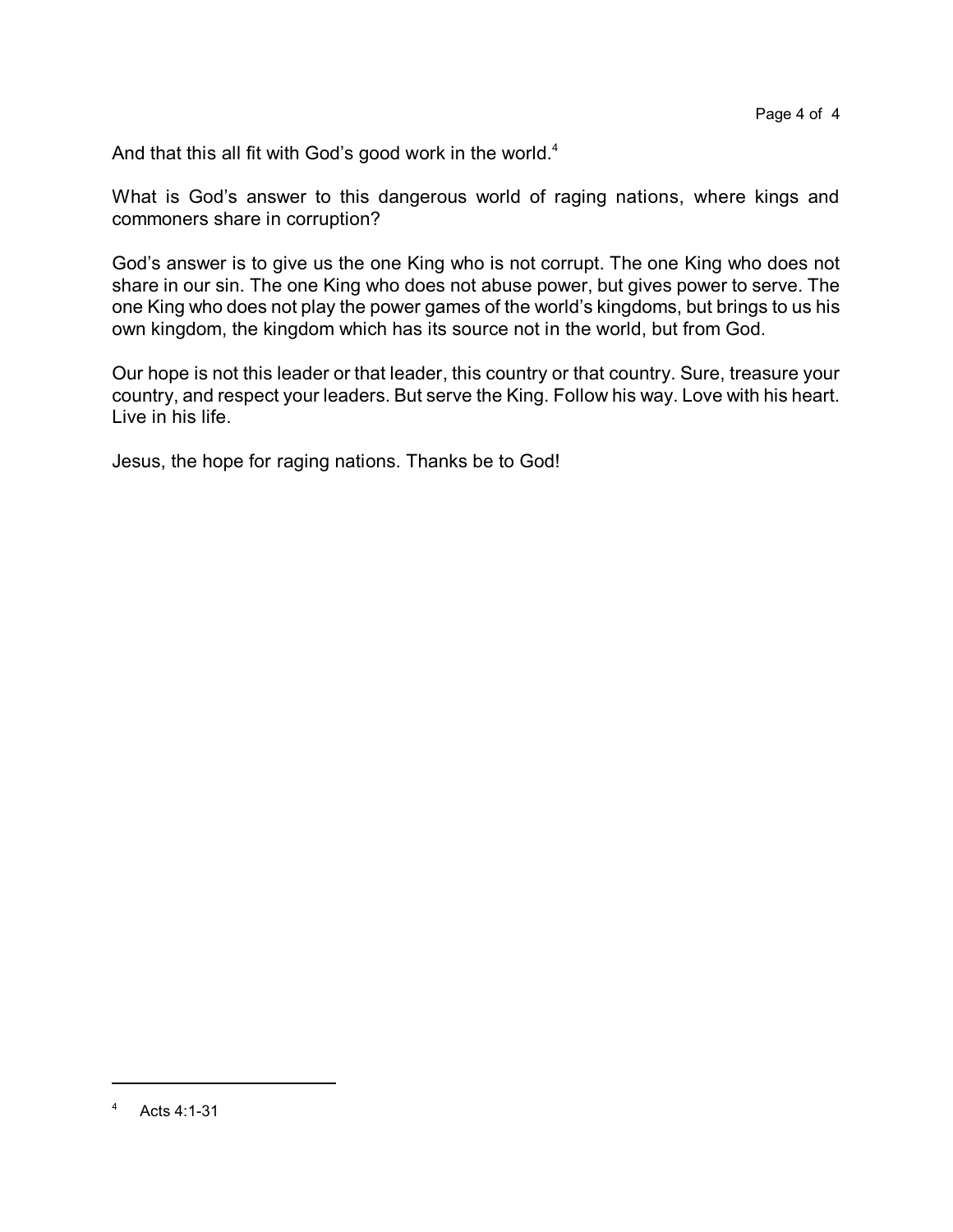And that this all fit with God's good work in the world.[4]

What is God's answer to this dangerous world of raging nations, where kings and commoners share in corruption?

God's answer is to give us the one King who is not corrupt. The one King who does not share in our sin. The one King who does not abuse power, but gives power to serve. The one King who does not play the power games of the world's kingdoms, but brings to us his own kingdom, the kingdom which has its source not in the world, but from God.

Our hope is not this leader or that leader, this country or that country. Sure, treasure your country, and respect your leaders. But serve the King. Follow his way. Love with his heart. Live in his life.

Jesus, the hope for raging nations. Thanks be to God!

---

[4] Acts 4:1-31